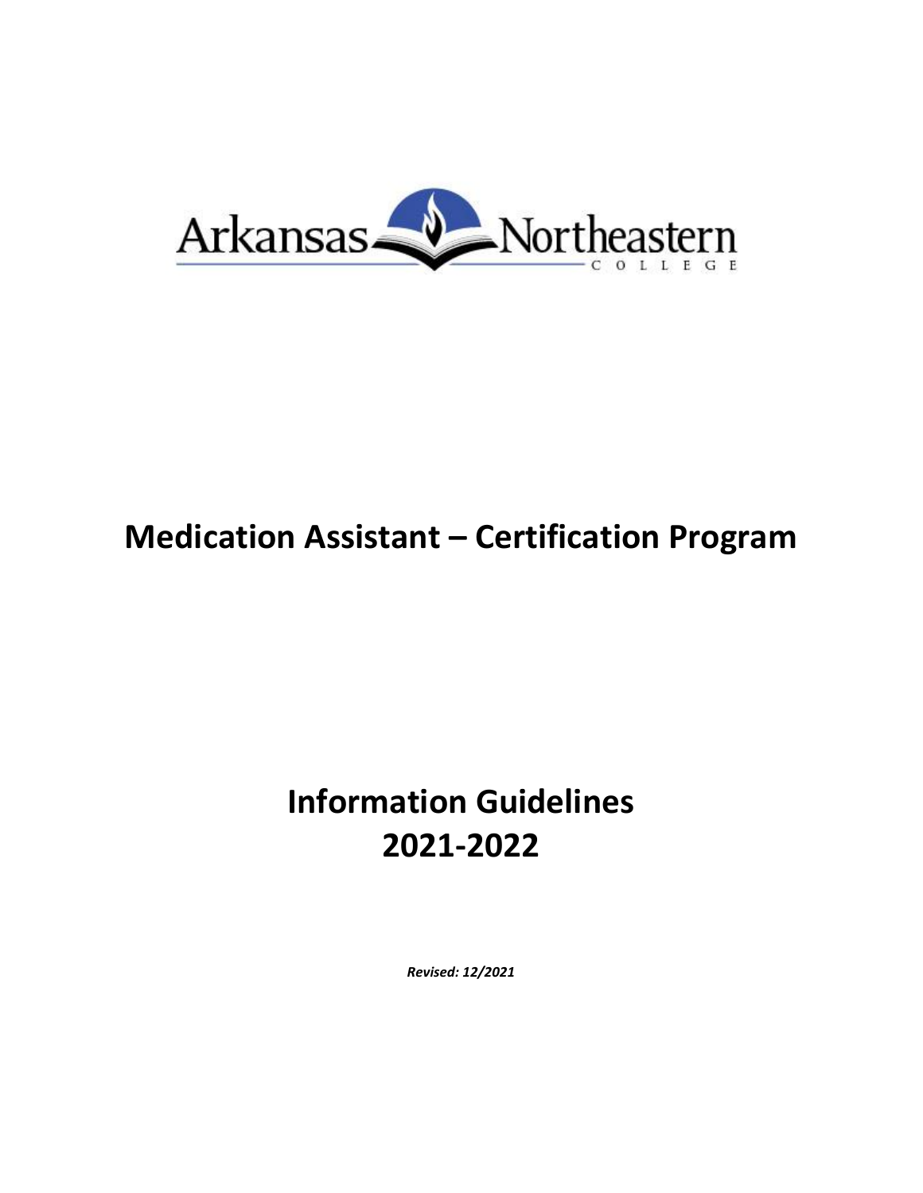Arkansas Northeastern College

# Medication Assistant – Certification Program

# Information Guidelines 2021-2022

***Revised: 12/2021***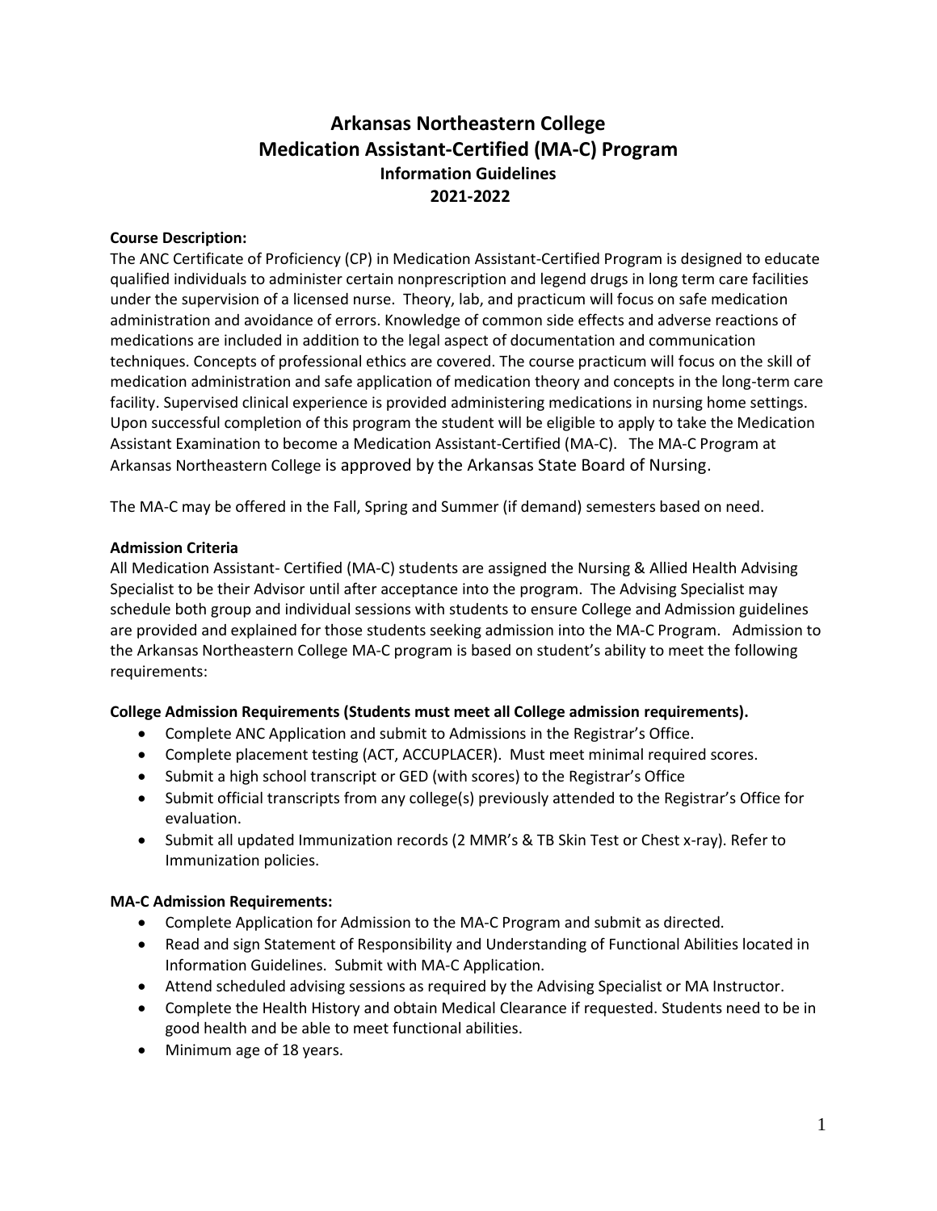# Arkansas Northeastern College
# Medication Assistant-Certified (MA-C) Program
## Information Guidelines
## 2021-2022

**Course Description:**

The ANC Certificate of Proficiency (CP) in Medication Assistant-Certified Program is designed to educate qualified individuals to administer certain nonprescription and legend drugs in long term care facilities under the supervision of a licensed nurse. Theory, lab, and practicum will focus on safe medication administration and avoidance of errors. Knowledge of common side effects and adverse reactions of medications are included in addition to the legal aspect of documentation and communication techniques. Concepts of professional ethics are covered. The course practicum will focus on the skill of medication administration and safe application of medication theory and concepts in the long-term care facility. Supervised clinical experience is provided administering medications in nursing home settings. Upon successful completion of this program the student will be eligible to apply to take the Medication Assistant Examination to become a Medication Assistant-Certified (MA-C). The MA-C Program at Arkansas Northeastern College is approved by the Arkansas State Board of Nursing.

The MA-C may be offered in the Fall, Spring and Summer (if demand) semesters based on need.

**Admission Criteria**

All Medication Assistant- Certified (MA-C) students are assigned the Nursing & Allied Health Advising Specialist to be their Advisor until after acceptance into the program. The Advising Specialist may schedule both group and individual sessions with students to ensure College and Admission guidelines are provided and explained for those students seeking admission into the MA-C Program. Admission to the Arkansas Northeastern College MA-C program is based on student's ability to meet the following requirements:

**College Admission Requirements (Students must meet all College admission requirements).**

- Complete ANC Application and submit to Admissions in the Registrar's Office.
- Complete placement testing (ACT, ACCUPLACER). Must meet minimal required scores.
- Submit a high school transcript or GED (with scores) to the Registrar's Office
- Submit official transcripts from any college(s) previously attended to the Registrar's Office for evaluation.
- Submit all updated Immunization records (2 MMR's & TB Skin Test or Chest x-ray). Refer to Immunization policies.

**MA-C Admission Requirements:**

- Complete Application for Admission to the MA-C Program and submit as directed.
- Read and sign Statement of Responsibility and Understanding of Functional Abilities located in Information Guidelines. Submit with MA-C Application.
- Attend scheduled advising sessions as required by the Advising Specialist or MA Instructor.
- Complete the Health History and obtain Medical Clearance if requested. Students need to be in good health and be able to meet functional abilities.
- Minimum age of 18 years.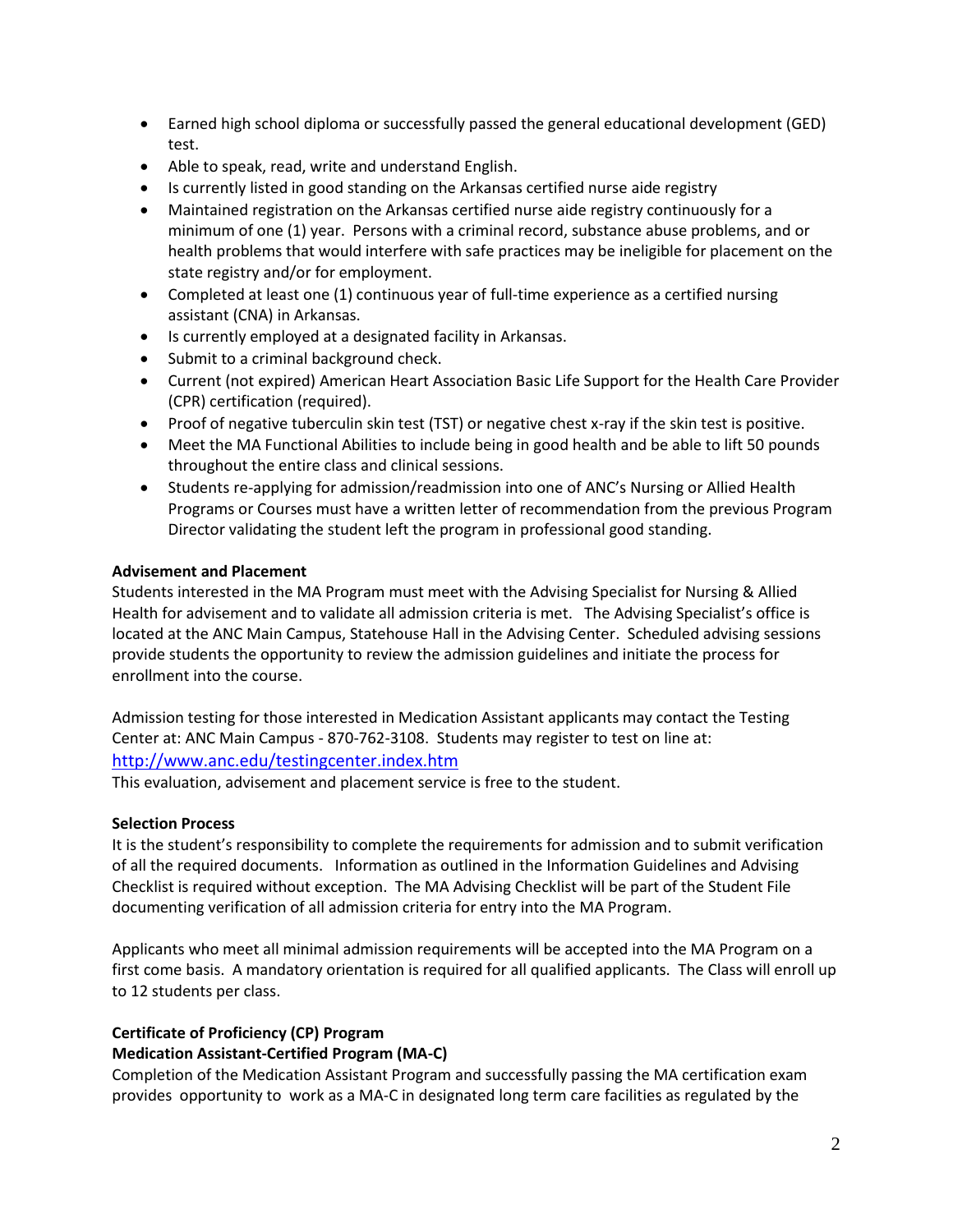- Earned high school diploma or successfully passed the general educational development (GED) test.
- Able to speak, read, write and understand English.
- Is currently listed in good standing on the Arkansas certified nurse aide registry
- Maintained registration on the Arkansas certified nurse aide registry continuously for a minimum of one (1) year. Persons with a criminal record, substance abuse problems, and or health problems that would interfere with safe practices may be ineligible for placement on the state registry and/or for employment.
- Completed at least one (1) continuous year of full-time experience as a certified nursing assistant (CNA) in Arkansas.
- Is currently employed at a designated facility in Arkansas.
- Submit to a criminal background check.
- Current (not expired) American Heart Association Basic Life Support for the Health Care Provider (CPR) certification (required).
- Proof of negative tuberculin skin test (TST) or negative chest x-ray if the skin test is positive.
- Meet the MA Functional Abilities to include being in good health and be able to lift 50 pounds throughout the entire class and clinical sessions.
- Students re-applying for admission/readmission into one of ANC's Nursing or Allied Health Programs or Courses must have a written letter of recommendation from the previous Program Director validating the student left the program in professional good standing.

**Advisement and Placement**

Students interested in the MA Program must meet with the Advising Specialist for Nursing & Allied Health for advisement and to validate all admission criteria is met. The Advising Specialist's office is located at the ANC Main Campus, Statehouse Hall in the Advising Center. Scheduled advising sessions provide students the opportunity to review the admission guidelines and initiate the process for enrollment into the course.

Admission testing for those interested in Medication Assistant applicants may contact the Testing Center at: ANC Main Campus - 870-762-3108. Students may register to test on line at: http://www.anc.edu/testingcenter.index.htm

This evaluation, advisement and placement service is free to the student.

**Selection Process**

It is the student's responsibility to complete the requirements for admission and to submit verification of all the required documents. Information as outlined in the Information Guidelines and Advising Checklist is required without exception. The MA Advising Checklist will be part of the Student File documenting verification of all admission criteria for entry into the MA Program.

Applicants who meet all minimal admission requirements will be accepted into the MA Program on a first come basis. A mandatory orientation is required for all qualified applicants. The Class will enroll up to 12 students per class.

**Certificate of Proficiency (CP) Program**

**Medication Assistant-Certified Program (MA-C)**

Completion of the Medication Assistant Program and successfully passing the MA certification exam provides opportunity to work as a MA-C in designated long term care facilities as regulated by the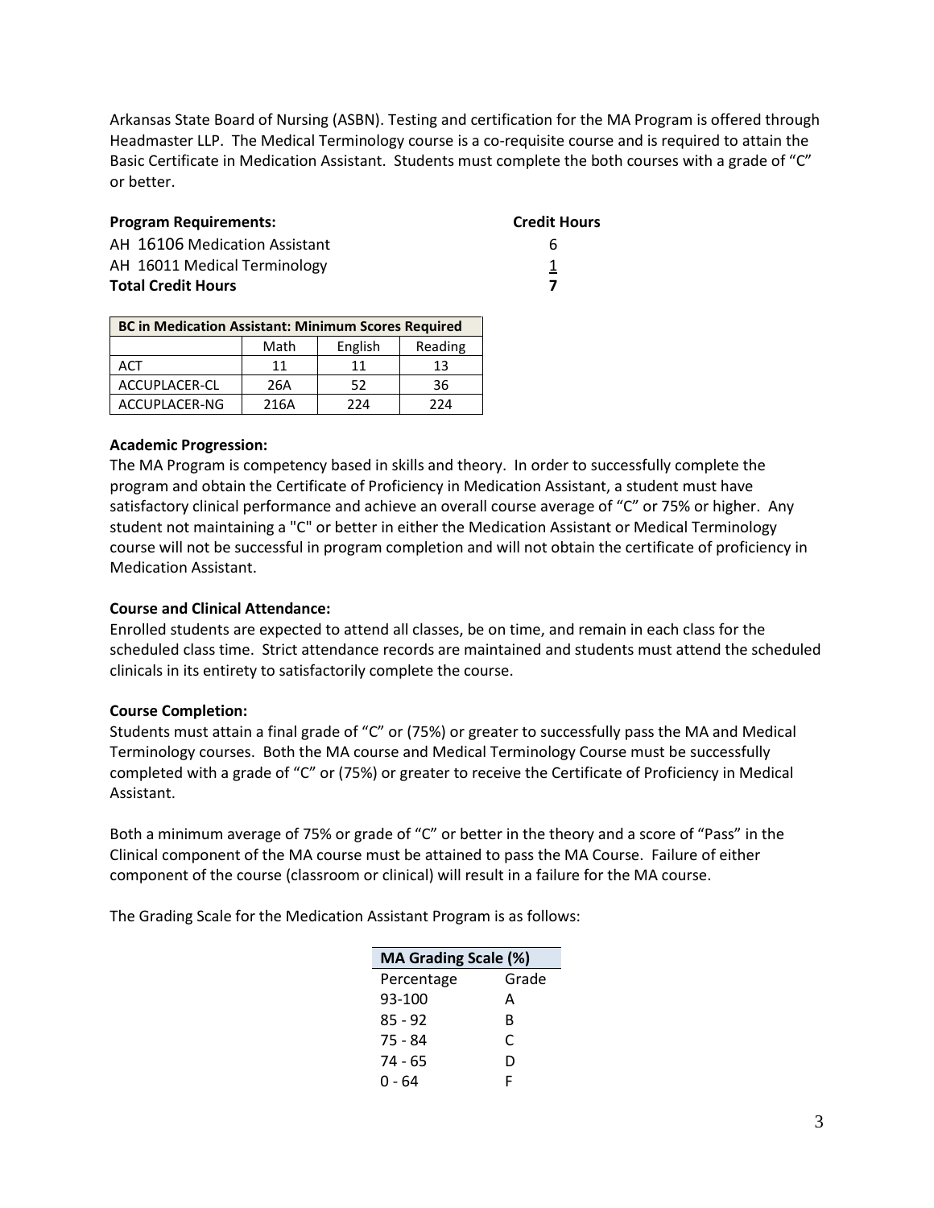Arkansas State Board of Nursing (ASBN). Testing and certification for the MA Program is offered through Headmaster LLP. The Medical Terminology course is a co-requisite course and is required to attain the Basic Certificate in Medication Assistant. Students must complete the both courses with a grade of "C" or better.

| **Program Requirements:** | **Credit Hours** |
|---|---|
| AH 16106 Medication Assistant | 6 |
| AH 16011 Medical Terminology | 1 |
| **Total Credit Hours** | **7** |

| **BC in Medication Assistant: Minimum Scores Required** | | | |
|---|---|---|---|
| | Math | English | Reading |
| ACT | 11 | 11 | 13 |
| ACCUPLACER-CL | 26A | 52 | 36 |
| ACCUPLACER-NG | 216A | 224 | 224 |

**Academic Progression:**

The MA Program is competency based in skills and theory. In order to successfully complete the program and obtain the Certificate of Proficiency in Medication Assistant, a student must have satisfactory clinical performance and achieve an overall course average of "C" or 75% or higher. Any student not maintaining a "C" or better in either the Medication Assistant or Medical Terminology course will not be successful in program completion and will not obtain the certificate of proficiency in Medication Assistant.

**Course and Clinical Attendance:**

Enrolled students are expected to attend all classes, be on time, and remain in each class for the scheduled class time. Strict attendance records are maintained and students must attend the scheduled clinicals in its entirety to satisfactorily complete the course.

**Course Completion:**

Students must attain a final grade of "C" or (75%) or greater to successfully pass the MA and Medical Terminology courses. Both the MA course and Medical Terminology Course must be successfully completed with a grade of "C" or (75%) or greater to receive the Certificate of Proficiency in Medical Assistant.

Both a minimum average of 75% or grade of "C" or better in the theory and a score of "Pass" in the Clinical component of the MA course must be attained to pass the MA Course. Failure of either component of the course (classroom or clinical) will result in a failure for the MA course.

The Grading Scale for the Medication Assistant Program is as follows:

| **MA Grading Scale (%)** | |
|---|---|
| Percentage | Grade |
| 93-100 | A |
| 85 - 92 | B |
| 75 - 84 | C |
| 74 - 65 | D |
| 0 - 64 | F |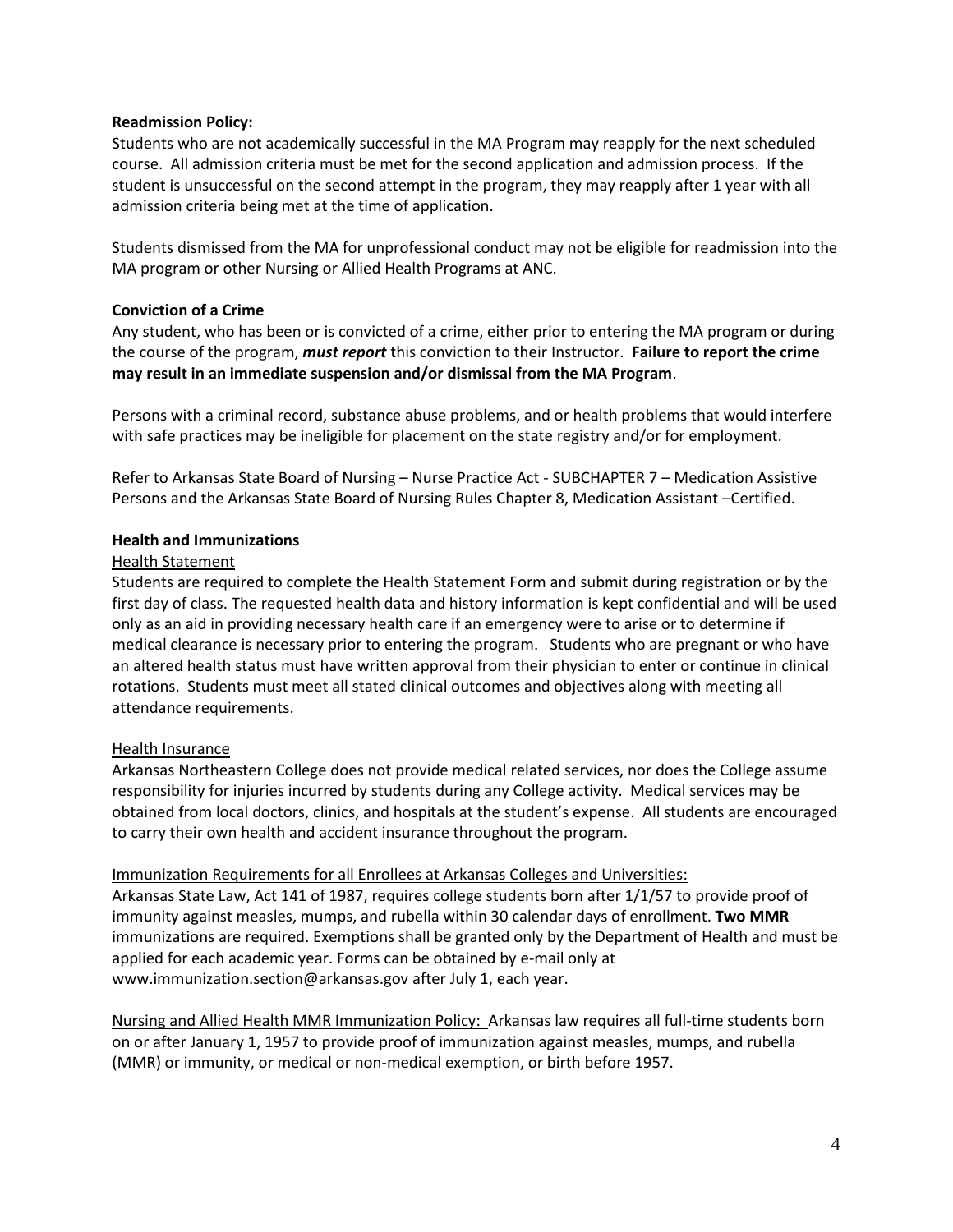**Readmission Policy:**

Students who are not academically successful in the MA Program may reapply for the next scheduled course. All admission criteria must be met for the second application and admission process. If the student is unsuccessful on the second attempt in the program, they may reapply after 1 year with all admission criteria being met at the time of application.

Students dismissed from the MA for unprofessional conduct may not be eligible for readmission into the MA program or other Nursing or Allied Health Programs at ANC.

**Conviction of a Crime**

Any student, who has been or is convicted of a crime, either prior to entering the MA program or during the course of the program, ***must report*** this conviction to their Instructor. **Failure to report the crime may result in an immediate suspension and/or dismissal from the MA Program**.

Persons with a criminal record, substance abuse problems, and or health problems that would interfere with safe practices may be ineligible for placement on the state registry and/or for employment.

Refer to Arkansas State Board of Nursing – Nurse Practice Act - SUBCHAPTER 7 – Medication Assistive Persons and the Arkansas State Board of Nursing Rules Chapter 8, Medication Assistant –Certified.

**Health and Immunizations**

<u>Health Statement</u>

Students are required to complete the Health Statement Form and submit during registration or by the first day of class. The requested health data and history information is kept confidential and will be used only as an aid in providing necessary health care if an emergency were to arise or to determine if medical clearance is necessary prior to entering the program. Students who are pregnant or who have an altered health status must have written approval from their physician to enter or continue in clinical rotations. Students must meet all stated clinical outcomes and objectives along with meeting all attendance requirements.

<u>Health Insurance</u>

Arkansas Northeastern College does not provide medical related services, nor does the College assume responsibility for injuries incurred by students during any College activity. Medical services may be obtained from local doctors, clinics, and hospitals at the student's expense. All students are encouraged to carry their own health and accident insurance throughout the program.

<u>Immunization Requirements for all Enrollees at Arkansas Colleges and Universities:</u>

Arkansas State Law, Act 141 of 1987, requires college students born after 1/1/57 to provide proof of immunity against measles, mumps, and rubella within 30 calendar days of enrollment. **Two MMR** immunizations are required. Exemptions shall be granted only by the Department of Health and must be applied for each academic year. Forms can be obtained by e-mail only at www.immunization.section@arkansas.gov after July 1, each year.

<u>Nursing and Allied Health MMR Immunization Policy:</u> Arkansas law requires all full-time students born on or after January 1, 1957 to provide proof of immunization against measles, mumps, and rubella (MMR) or immunity, or medical or non-medical exemption, or birth before 1957.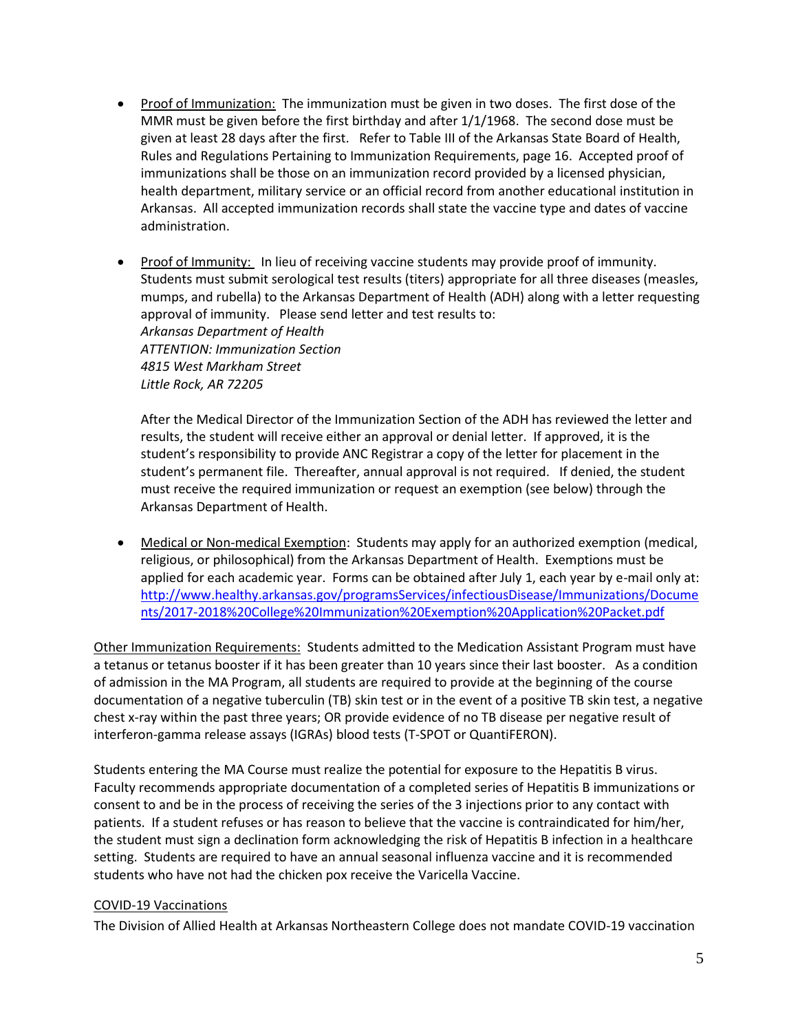- Proof of Immunization: The immunization must be given in two doses. The first dose of the MMR must be given before the first birthday and after 1/1/1968. The second dose must be given at least 28 days after the first. Refer to Table III of the Arkansas State Board of Health, Rules and Regulations Pertaining to Immunization Requirements, page 16. Accepted proof of immunizations shall be those on an immunization record provided by a licensed physician, health department, military service or an official record from another educational institution in Arkansas. All accepted immunization records shall state the vaccine type and dates of vaccine administration.

- Proof of Immunity: In lieu of receiving vaccine students may provide proof of immunity. Students must submit serological test results (titers) appropriate for all three diseases (measles, mumps, and rubella) to the Arkansas Department of Health (ADH) along with a letter requesting approval of immunity. Please send letter and test results to:
  *Arkansas Department of Health*
  *ATTENTION: Immunization Section*
  *4815 West Markham Street*
  *Little Rock, AR 72205*

  After the Medical Director of the Immunization Section of the ADH has reviewed the letter and results, the student will receive either an approval or denial letter. If approved, it is the student's responsibility to provide ANC Registrar a copy of the letter for placement in the student's permanent file. Thereafter, annual approval is not required. If denied, the student must receive the required immunization or request an exemption (see below) through the Arkansas Department of Health.

- Medical or Non-medical Exemption: Students may apply for an authorized exemption (medical, religious, or philosophical) from the Arkansas Department of Health. Exemptions must be applied for each academic year. Forms can be obtained after July 1, each year by e-mail only at: http://www.healthy.arkansas.gov/programsServices/infectiousDisease/Immunizations/Documents/2017-2018%20College%20Immunization%20Exemption%20Application%20Packet.pdf

Other Immunization Requirements: Students admitted to the Medication Assistant Program must have a tetanus or tetanus booster if it has been greater than 10 years since their last booster. As a condition of admission in the MA Program, all students are required to provide at the beginning of the course documentation of a negative tuberculin (TB) skin test or in the event of a positive TB skin test, a negative chest x-ray within the past three years; OR provide evidence of no TB disease per negative result of interferon-gamma release assays (IGRAs) blood tests (T-SPOT or QuantiFERON).

Students entering the MA Course must realize the potential for exposure to the Hepatitis B virus. Faculty recommends appropriate documentation of a completed series of Hepatitis B immunizations or consent to and be in the process of receiving the series of the 3 injections prior to any contact with patients. If a student refuses or has reason to believe that the vaccine is contraindicated for him/her, the student must sign a declination form acknowledging the risk of Hepatitis B infection in a healthcare setting. Students are required to have an annual seasonal influenza vaccine and it is recommended students who have not had the chicken pox receive the Varicella Vaccine.

COVID-19 Vaccinations

The Division of Allied Health at Arkansas Northeastern College does not mandate COVID-19 vaccination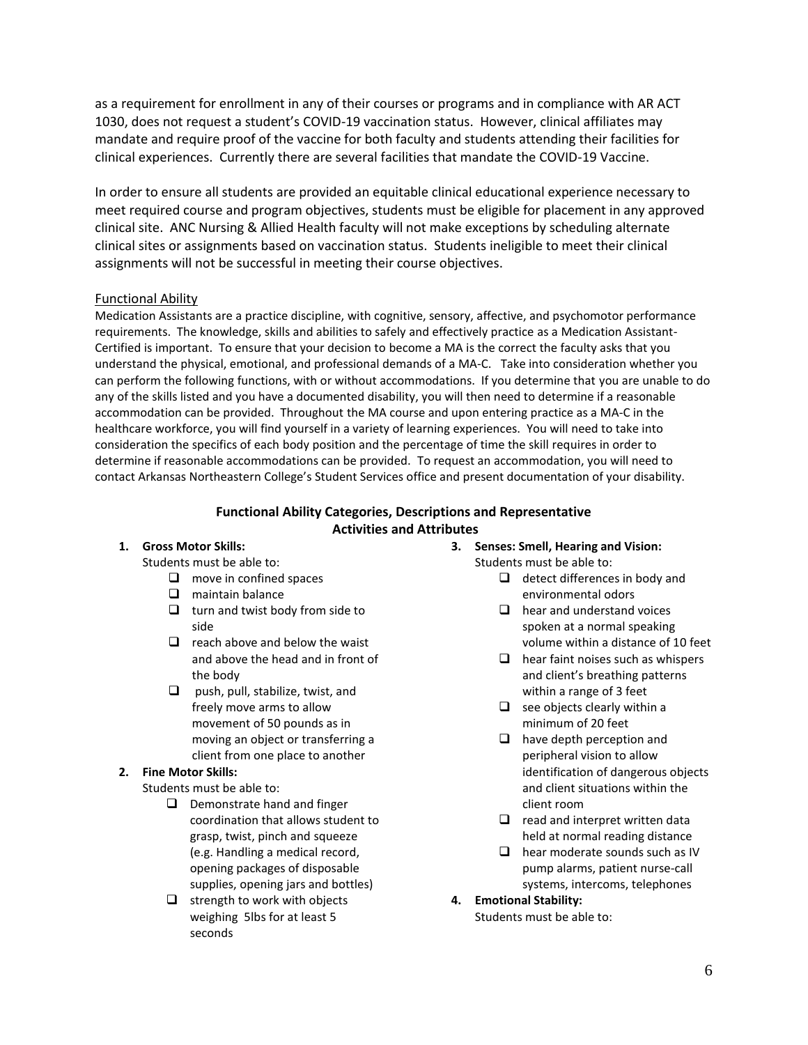as a requirement for enrollment in any of their courses or programs and in compliance with AR ACT 1030, does not request a student's COVID-19 vaccination status. However, clinical affiliates may mandate and require proof of the vaccine for both faculty and students attending their facilities for clinical experiences. Currently there are several facilities that mandate the COVID-19 Vaccine.

In order to ensure all students are provided an equitable clinical educational experience necessary to meet required course and program objectives, students must be eligible for placement in any approved clinical site. ANC Nursing & Allied Health faculty will not make exceptions by scheduling alternate clinical sites or assignments based on vaccination status. Students ineligible to meet their clinical assignments will not be successful in meeting their course objectives.

Functional Ability

Medication Assistants are a practice discipline, with cognitive, sensory, affective, and psychomotor performance requirements. The knowledge, skills and abilities to safely and effectively practice as a Medication Assistant-Certified is important. To ensure that your decision to become a MA is the correct the faculty asks that you understand the physical, emotional, and professional demands of a MA-C. Take into consideration whether you can perform the following functions, with or without accommodations. If you determine that you are unable to do any of the skills listed and you have a documented disability, you will then need to determine if a reasonable accommodation can be provided. Throughout the MA course and upon entering practice as a MA-C in the healthcare workforce, you will find yourself in a variety of learning experiences. You will need to take into consideration the specifics of each body position and the percentage of time the skill requires in order to determine if reasonable accommodations can be provided. To request an accommodation, you will need to contact Arkansas Northeastern College's Student Services office and present documentation of your disability.

**Functional Ability Categories, Descriptions and Representative Activities and Attributes**

1. **Gross Motor Skills:**
   Students must be able to:
   - ☐ move in confined spaces
   - ☐ maintain balance
   - ☐ turn and twist body from side to side
   - ☐ reach above and below the waist and above the head and in front of the body
   - ☐ push, pull, stabilize, twist, and freely move arms to allow movement of 50 pounds as in moving an object or transferring a client from one place to another
2. **Fine Motor Skills:**
   Students must be able to:
   - ☐ Demonstrate hand and finger coordination that allows student to grasp, twist, pinch and squeeze (e.g. Handling a medical record, opening packages of disposable supplies, opening jars and bottles)
   - ☐ strength to work with objects weighing 5lbs for at least 5 seconds
3. **Senses: Smell, Hearing and Vision:**
   Students must be able to:
   - ☐ detect differences in body and environmental odors
   - ☐ hear and understand voices spoken at a normal speaking volume within a distance of 10 feet
   - ☐ hear faint noises such as whispers and client's breathing patterns within a range of 3 feet
   - ☐ see objects clearly within a minimum of 20 feet
   - ☐ have depth perception and peripheral vision to allow identification of dangerous objects and client situations within the client room
   - ☐ read and interpret written data held at normal reading distance
   - ☐ hear moderate sounds such as IV pump alarms, patient nurse-call systems, intercoms, telephones
4. **Emotional Stability:**
   Students must be able to: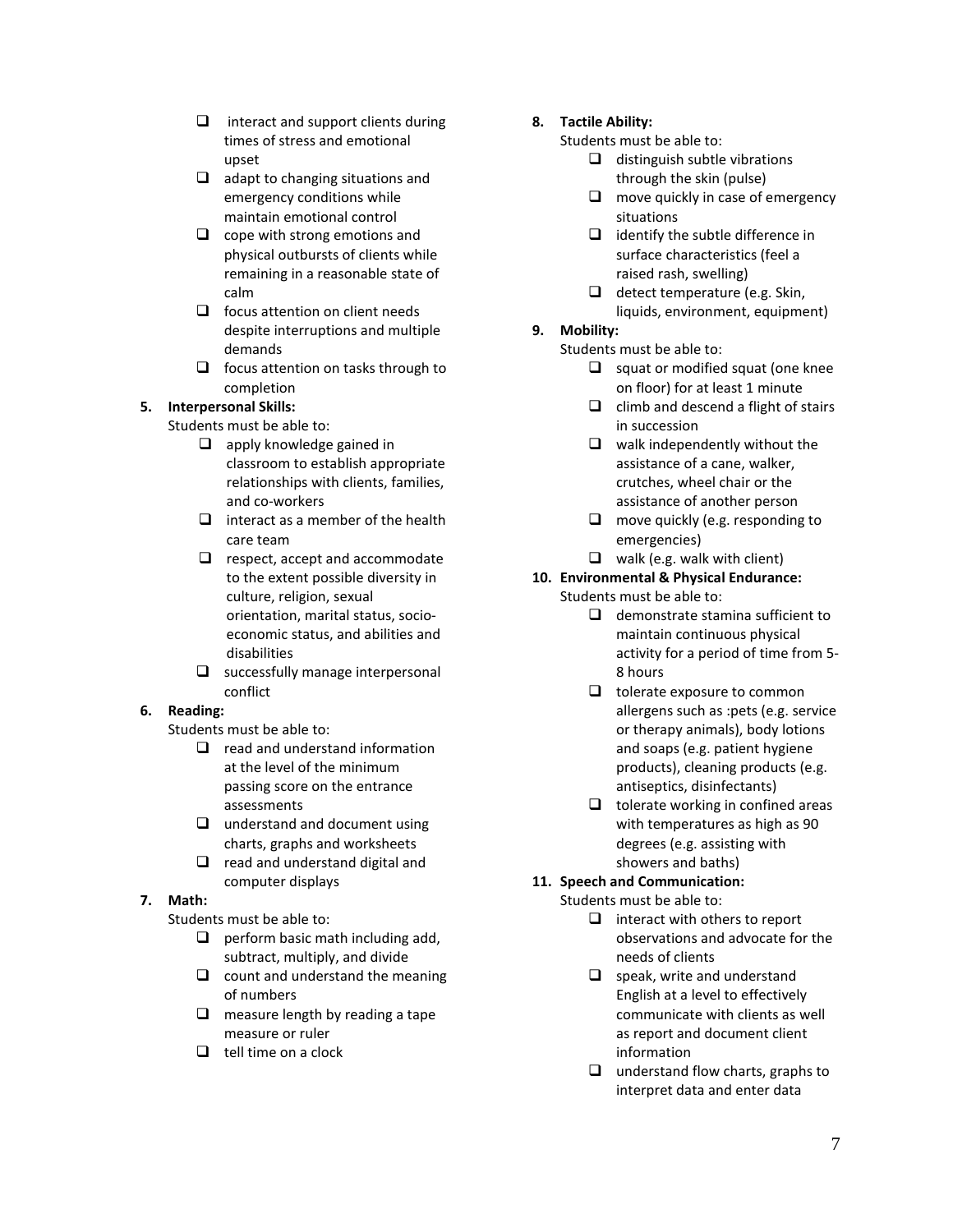- ❑ interact and support clients during times of stress and emotional upset
- ❑ adapt to changing situations and emergency conditions while maintain emotional control
- ❑ cope with strong emotions and physical outbursts of clients while remaining in a reasonable state of calm
- ❑ focus attention on client needs despite interruptions and multiple demands
- ❑ focus attention on tasks through to completion

5. **Interpersonal Skills:**
   Students must be able to:
   - ❑ apply knowledge gained in classroom to establish appropriate relationships with clients, families, and co-workers
   - ❑ interact as a member of the health care team
   - ❑ respect, accept and accommodate to the extent possible diversity in culture, religion, sexual orientation, marital status, socio-economic status, and abilities and disabilities
   - ❑ successfully manage interpersonal conflict

6. **Reading:**
   Students must be able to:
   - ❑ read and understand information at the level of the minimum passing score on the entrance assessments
   - ❑ understand and document using charts, graphs and worksheets
   - ❑ read and understand digital and computer displays

7. **Math:**
   Students must be able to:
   - ❑ perform basic math including add, subtract, multiply, and divide
   - ❑ count and understand the meaning of numbers
   - ❑ measure length by reading a tape measure or ruler
   - ❑ tell time on a clock

8. **Tactile Ability:**
   Students must be able to:
   - ❑ distinguish subtle vibrations through the skin (pulse)
   - ❑ move quickly in case of emergency situations
   - ❑ identify the subtle difference in surface characteristics (feel a raised rash, swelling)
   - ❑ detect temperature (e.g. Skin, liquids, environment, equipment)

9. **Mobility:**
   Students must be able to:
   - ❑ squat or modified squat (one knee on floor) for at least 1 minute
   - ❑ climb and descend a flight of stairs in succession
   - ❑ walk independently without the assistance of a cane, walker, crutches, wheel chair or the assistance of another person
   - ❑ move quickly (e.g. responding to emergencies)
   - ❑ walk (e.g. walk with client)

10. **Environmental & Physical Endurance:**
    Students must be able to:
    - ❑ demonstrate stamina sufficient to maintain continuous physical activity for a period of time from 5-8 hours
    - ❑ tolerate exposure to common allergens such as :pets (e.g. service or therapy animals), body lotions and soaps (e.g. patient hygiene products), cleaning products (e.g. antiseptics, disinfectants)
    - ❑ tolerate working in confined areas with temperatures as high as 90 degrees (e.g. assisting with showers and baths)

11. **Speech and Communication:**
    Students must be able to:
    - ❑ interact with others to report observations and advocate for the needs of clients
    - ❑ speak, write and understand English at a level to effectively communicate with clients as well as report and document client information
    - ❑ understand flow charts, graphs to interpret data and enter data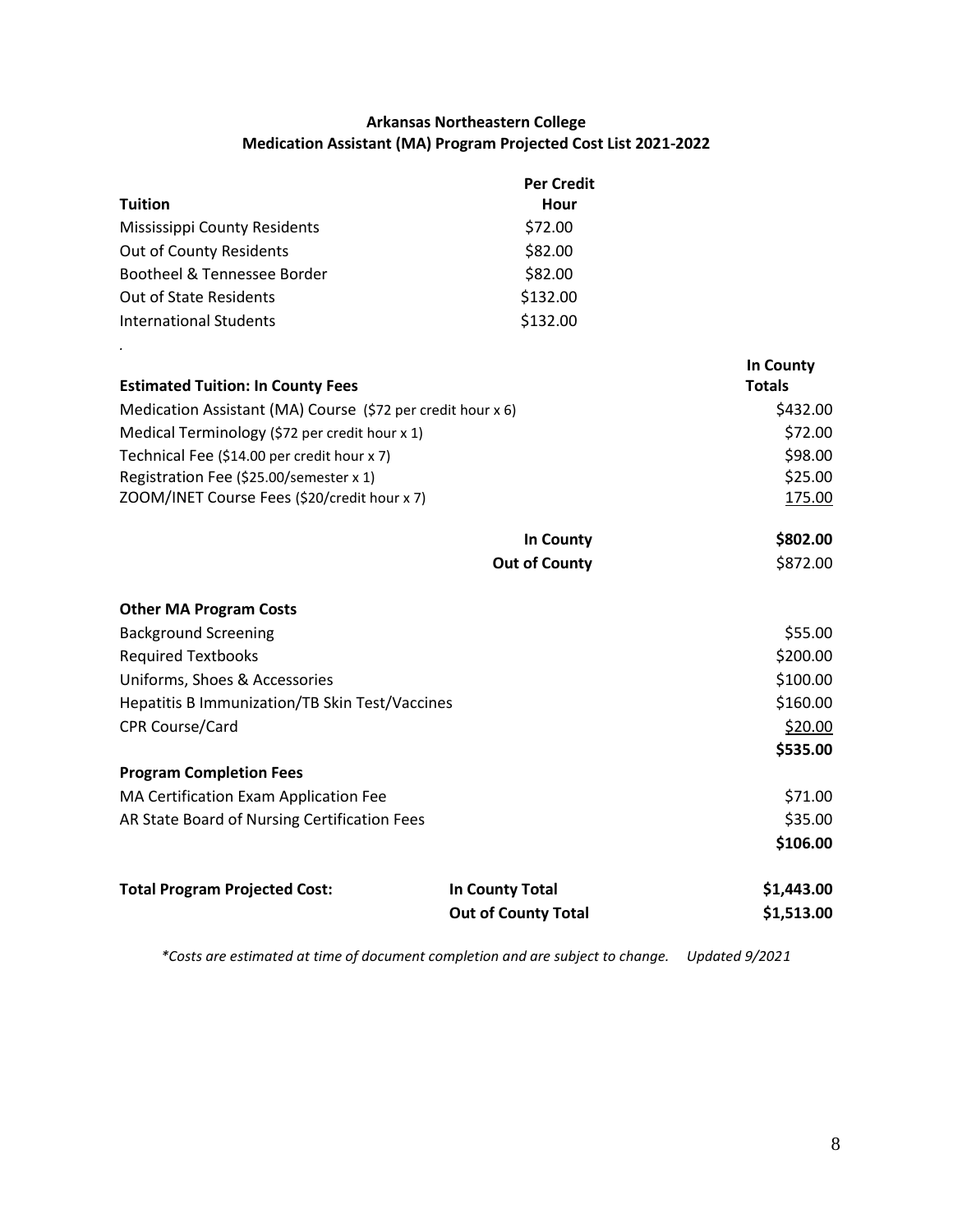**Arkansas Northeastern College**
**Medication Assistant (MA) Program Projected Cost List 2021-2022**

| **Tuition** | **Per Credit Hour** |
|---|---|
| Mississippi County Residents | $72.00 |
| Out of County Residents | $82.00 |
| Bootheel & Tennessee Border | $82.00 |
| Out of State Residents | $132.00 |
| International Students | $132.00 |

.

| **Estimated Tuition: In County Fees** | | **In County Totals** |
|---|---|---|
| Medication Assistant (MA) Course ($72 per credit hour x 6) | | $432.00 |
| Medical Terminology ($72 per credit hour x 1) | | $72.00 |
| Technical Fee ($14.00 per credit hour x 7) | | $98.00 |
| Registration Fee ($25.00/semester x 1) | | $25.00 |
| ZOOM/INET Course Fees ($20/credit hour x 7) | | 175.00 |
| | **In County** | **$802.00** |
| | **Out of County** | $872.00 |

| **Other MA Program Costs** | |
|---|---|
| Background Screening | $55.00 |
| Required Textbooks | $200.00 |
| Uniforms, Shoes & Accessories | $100.00 |
| Hepatitis B Immunization/TB Skin Test/Vaccines | $160.00 |
| CPR Course/Card | $20.00 |
| | **$535.00** |
| **Program Completion Fees** | |
| MA Certification Exam Application Fee | $71.00 |
| AR State Board of Nursing Certification Fees | $35.00 |
| | **$106.00** |

| **Total Program Projected Cost:** | **In County Total** | **$1,443.00** |
|---|---|---|
| | **Out of County Total** | **$1,513.00** |

*\*Costs are estimated at time of document completion and are subject to change. Updated 9/2021*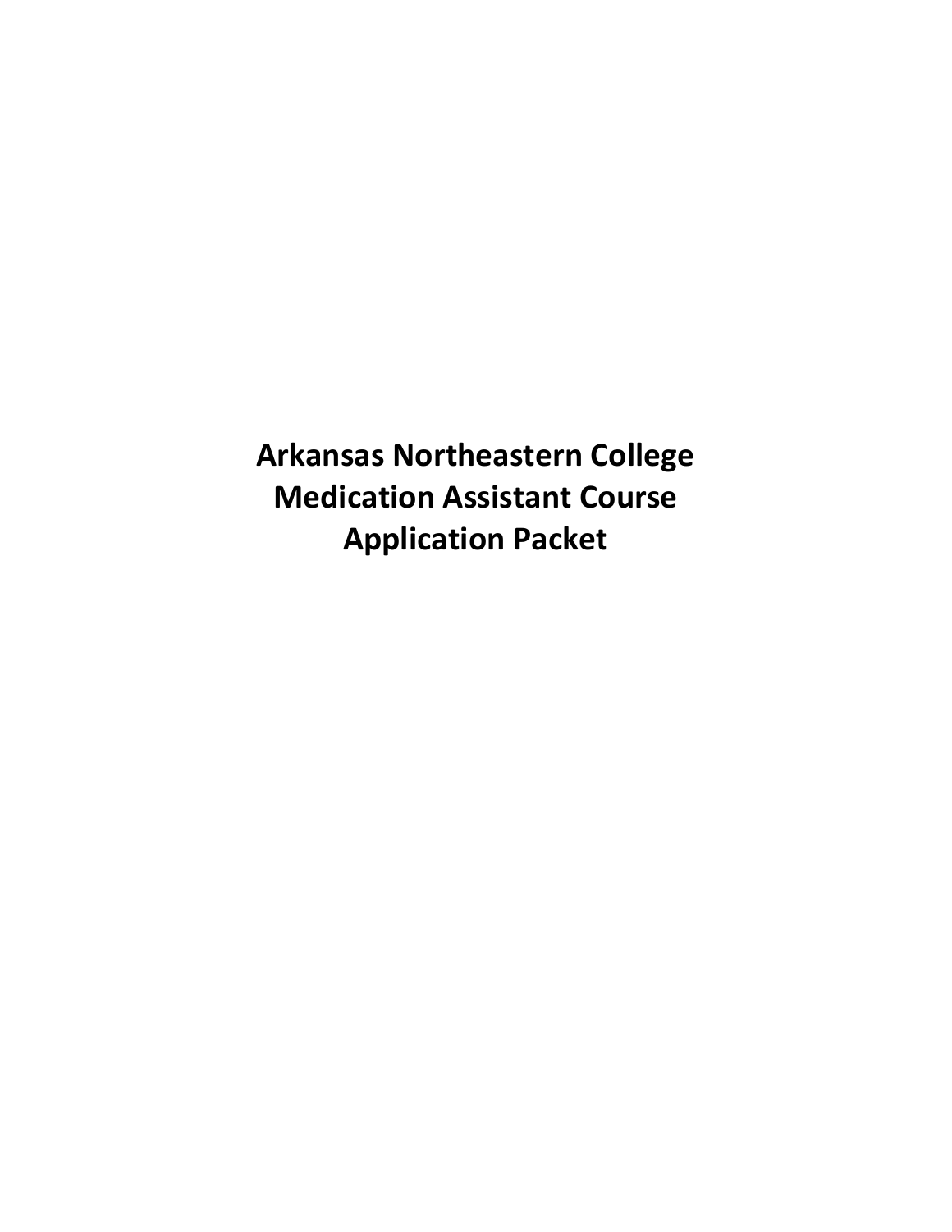# Arkansas Northeastern College
# Medication Assistant Course
# Application Packet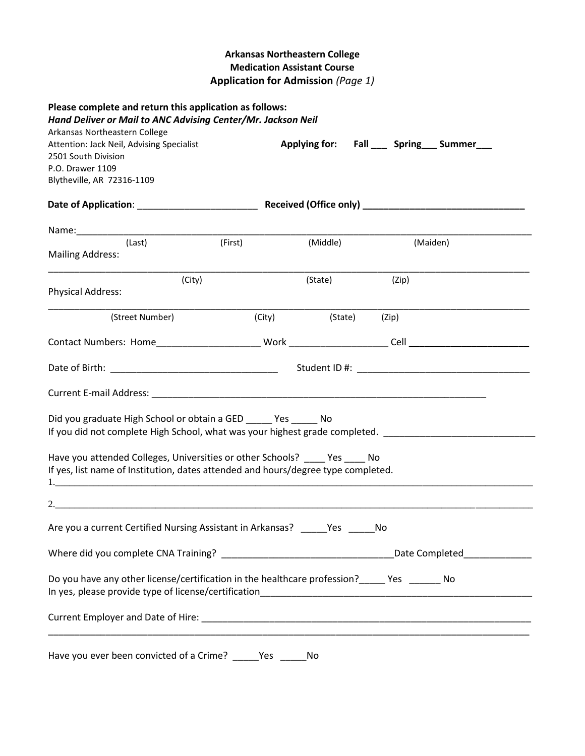**Arkansas Northeastern College**
**Medication Assistant Course**
**Application for Admission** *(Page 1)*

**Please complete and return this application as follows:**
***Hand Deliver or Mail to ANC Advising Center/Mr. Jackson Neil***
Arkansas Northeastern College
Attention: Jack Neil, Advising Specialist
2501 South Division
P.O. Drawer 1109
Blytheville, AR 72316-1109

**Applying for:** **Fall ___ Spring___ Summer___**

**Date of Application**: _______________________ **Received (Office only) _______________________________**

Name:________________________________________________________________________________________
(Last) (First) (Middle) (Maiden)

Mailing Address:

______________________________________________________________________________________________
(City) (State) (Zip)

Physical Address:

______________________________________________________________________________________________
(Street Number) (City) (State) (Zip)

Contact Numbers: Home____________________ Work ___________________ Cell _______________________

Date of Birth: _______________________________ Student ID #: ________________________________

Current E-mail Address: _________________________________________________________________

Did you graduate High School or obtain a GED _____ Yes _____ No
If you did not complete High School, what was your highest grade completed. ____________________________

Have you attended Colleges, Universities or other Schools? ____ Yes ____ No
If yes, list name of Institution, dates attended and hours/degree type completed.
1.______________________________________________________________________________________________

2.______________________________________________________________________________________________

Are you a current Certified Nursing Assistant in Arkansas? _____Yes _____No

Where did you complete CNA Training? ________________________________Date Completed_____________

Do you have any other license/certification in the healthcare profession?_____ Yes ______ No
In yes, please provide type of license/certification_____________________________________________________

Current Employer and Date of Hire: _________________________________________________________________
______________________________________________________________________________________________

Have you ever been convicted of a Crime? _____Yes _____No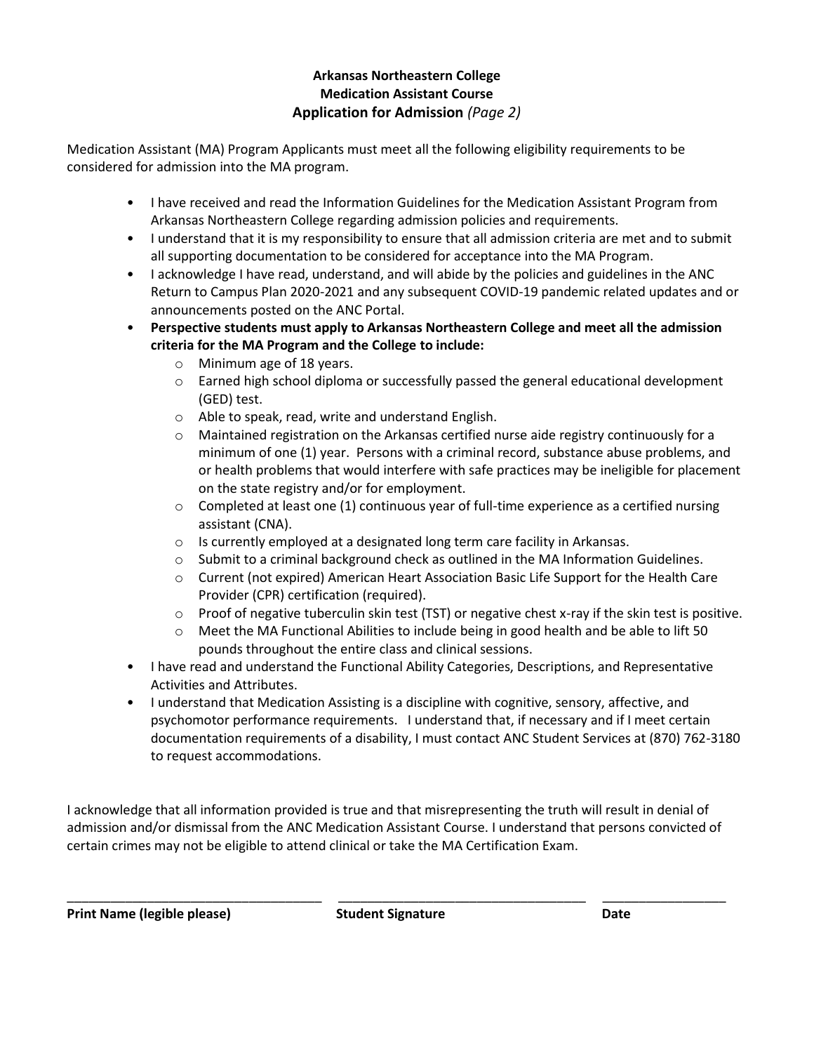**Arkansas Northeastern College**
**Medication Assistant Course**
**Application for Admission** *(Page 2)*

Medication Assistant (MA) Program Applicants must meet all the following eligibility requirements to be considered for admission into the MA program.

- I have received and read the Information Guidelines for the Medication Assistant Program from Arkansas Northeastern College regarding admission policies and requirements.
- I understand that it is my responsibility to ensure that all admission criteria are met and to submit all supporting documentation to be considered for acceptance into the MA Program.
- I acknowledge I have read, understand, and will abide by the policies and guidelines in the ANC Return to Campus Plan 2020-2021 and any subsequent COVID-19 pandemic related updates and or announcements posted on the ANC Portal.
- **Perspective students must apply to Arkansas Northeastern College and meet all the admission criteria for the MA Program and the College to include:**
  - Minimum age of 18 years.
  - Earned high school diploma or successfully passed the general educational development (GED) test.
  - Able to speak, read, write and understand English.
  - Maintained registration on the Arkansas certified nurse aide registry continuously for a minimum of one (1) year. Persons with a criminal record, substance abuse problems, and or health problems that would interfere with safe practices may be ineligible for placement on the state registry and/or for employment.
  - Completed at least one (1) continuous year of full-time experience as a certified nursing assistant (CNA).
  - Is currently employed at a designated long term care facility in Arkansas.
  - Submit to a criminal background check as outlined in the MA Information Guidelines.
  - Current (not expired) American Heart Association Basic Life Support for the Health Care Provider (CPR) certification (required).
  - Proof of negative tuberculin skin test (TST) or negative chest x-ray if the skin test is positive.
  - Meet the MA Functional Abilities to include being in good health and be able to lift 50 pounds throughout the entire class and clinical sessions.
- I have read and understand the Functional Ability Categories, Descriptions, and Representative Activities and Attributes.
- I understand that Medication Assisting is a discipline with cognitive, sensory, affective, and psychomotor performance requirements. I understand that, if necessary and if I meet certain documentation requirements of a disability, I must contact ANC Student Services at (870) 762-3180 to request accommodations.

I acknowledge that all information provided is true and that misrepresenting the truth will result in denial of admission and/or dismissal from the ANC Medication Assistant Course. I understand that persons convicted of certain crimes may not be eligible to attend clinical or take the MA Certification Exam.

___________________________________ ___________________________________ _________________

**Print Name (legible please)** **Student Signature** **Date**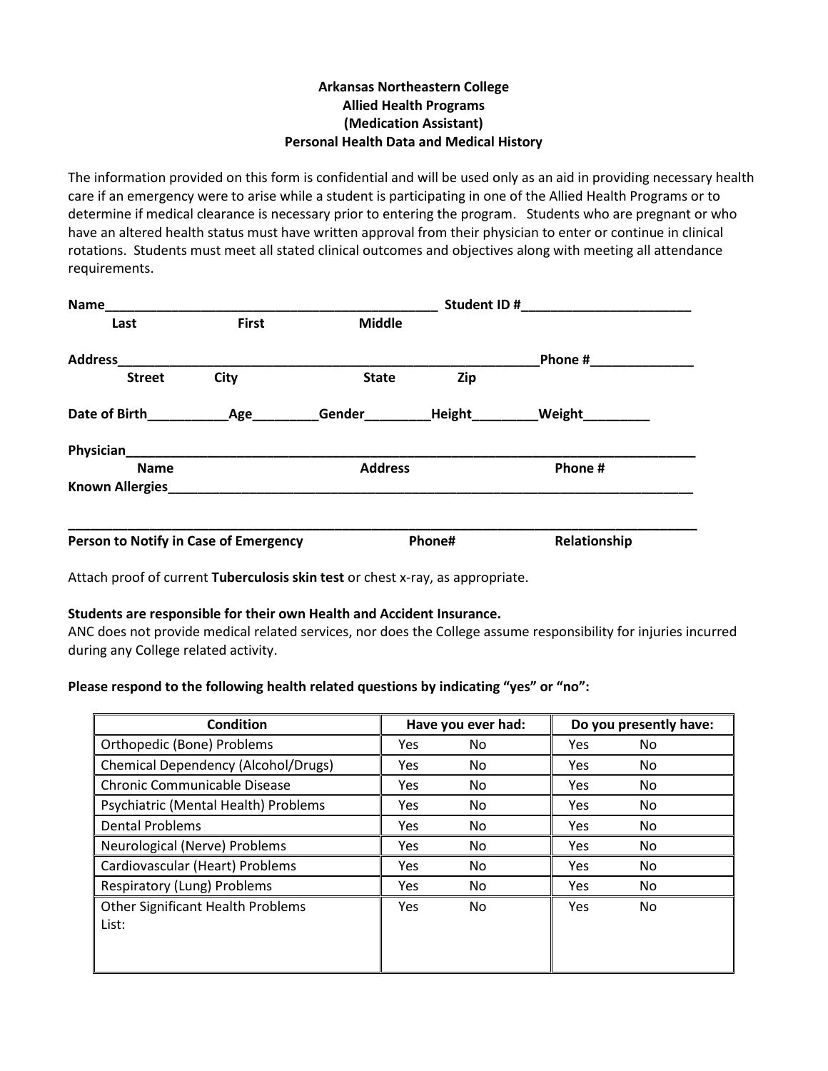**Arkansas Northeastern College**
**Allied Health Programs**
**(Medication Assistant)**
**Personal Health Data and Medical History**

The information provided on this form is confidential and will be used only as an aid in providing necessary health care if an emergency were to arise while a student is participating in one of the Allied Health Programs or to determine if medical clearance is necessary prior to entering the program. Students who are pregnant or who have an altered health status must have written approval from their physician to enter or continue in clinical rotations. Students must meet all stated clinical outcomes and objectives along with meeting all attendance requirements.

**Name**_______________________________________________ **Student ID #**_______________________
**Last** **First** **Middle**

**Address**__________________________________________________________**Phone #**______________
**Street** **City** **State** **Zip**

**Date of Birth**___________**Age**_________**Gender**_________**Height**_________**Weight**_________

**Physician**________________________________________________________________________________
**Name** **Address** **Phone #**

**Known Allergies**___________________________________________________________________________

____________________________________________________________________________________________
**Person to Notify in Case of Emergency** **Phone#** **Relationship**

Attach proof of current **Tuberculosis skin test** or chest x-ray, as appropriate.

**Students are responsible for their own Health and Accident Insurance.**
ANC does not provide medical related services, nor does the College assume responsibility for injuries incurred during any College related activity.

**Please respond to the following health related questions by indicating "yes" or "no":**

| Condition | Have you ever had: | Do you presently have: |
|---|---|---|
| Orthopedic (Bone) Problems | Yes No | Yes No |
| Chemical Dependency (Alcohol/Drugs) | Yes No | Yes No |
| Chronic Communicable Disease | Yes No | Yes No |
| Psychiatric (Mental Health) Problems | Yes No | Yes No |
| Dental Problems | Yes No | Yes No |
| Neurological (Nerve) Problems | Yes No | Yes No |
| Cardiovascular (Heart) Problems | Yes No | Yes No |
| Respiratory (Lung) Problems | Yes No | Yes No |
| Other Significant Health Problems<br>List: | Yes No | Yes No |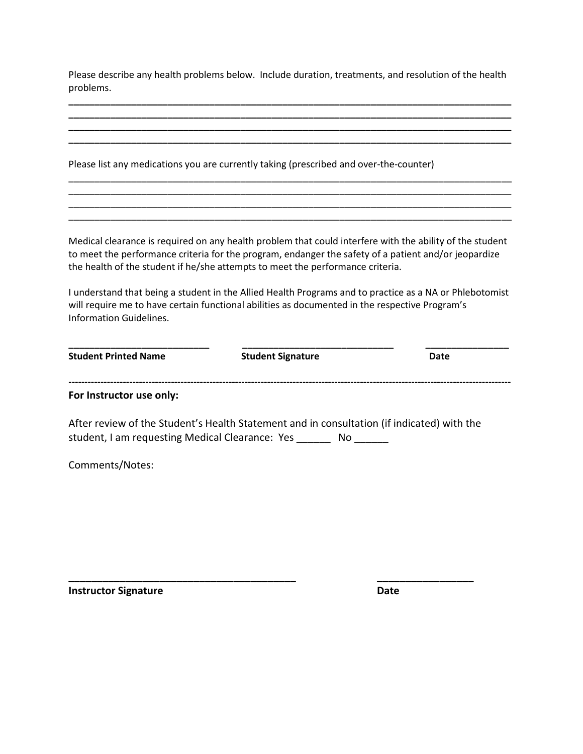Please describe any health problems below. Include duration, treatments, and resolution of the health problems.

________________________________________________________________________________________
________________________________________________________________________________________
________________________________________________________________________________________
________________________________________________________________________________________

Please list any medications you are currently taking (prescribed and over-the-counter)

________________________________________________________________________________________
________________________________________________________________________________________
________________________________________________________________________________________
________________________________________________________________________________________

Medical clearance is required on any health problem that could interfere with the ability of the student to meet the performance criteria for the program, endanger the safety of a patient and/or jeopardize the health of the student if he/she attempts to meet the performance criteria.

I understand that being a student in the Allied Health Programs and to practice as a NA or Phlebotomist will require me to have certain functional abilities as documented in the respective Program's Information Guidelines.

| ___________________________ | ____________________________ | ________________ |
|---|---|---|
| **Student Printed Name** | **Student Signature** | **Date** |

---

**For Instructor use only:**

After review of the Student's Health Statement and in consultation (if indicated) with the student, I am requesting Medical Clearance: Yes ______ No ______

Comments/Notes:

| __________________________________________ | _________________ |
|---|---|
| **Instructor Signature** | **Date** |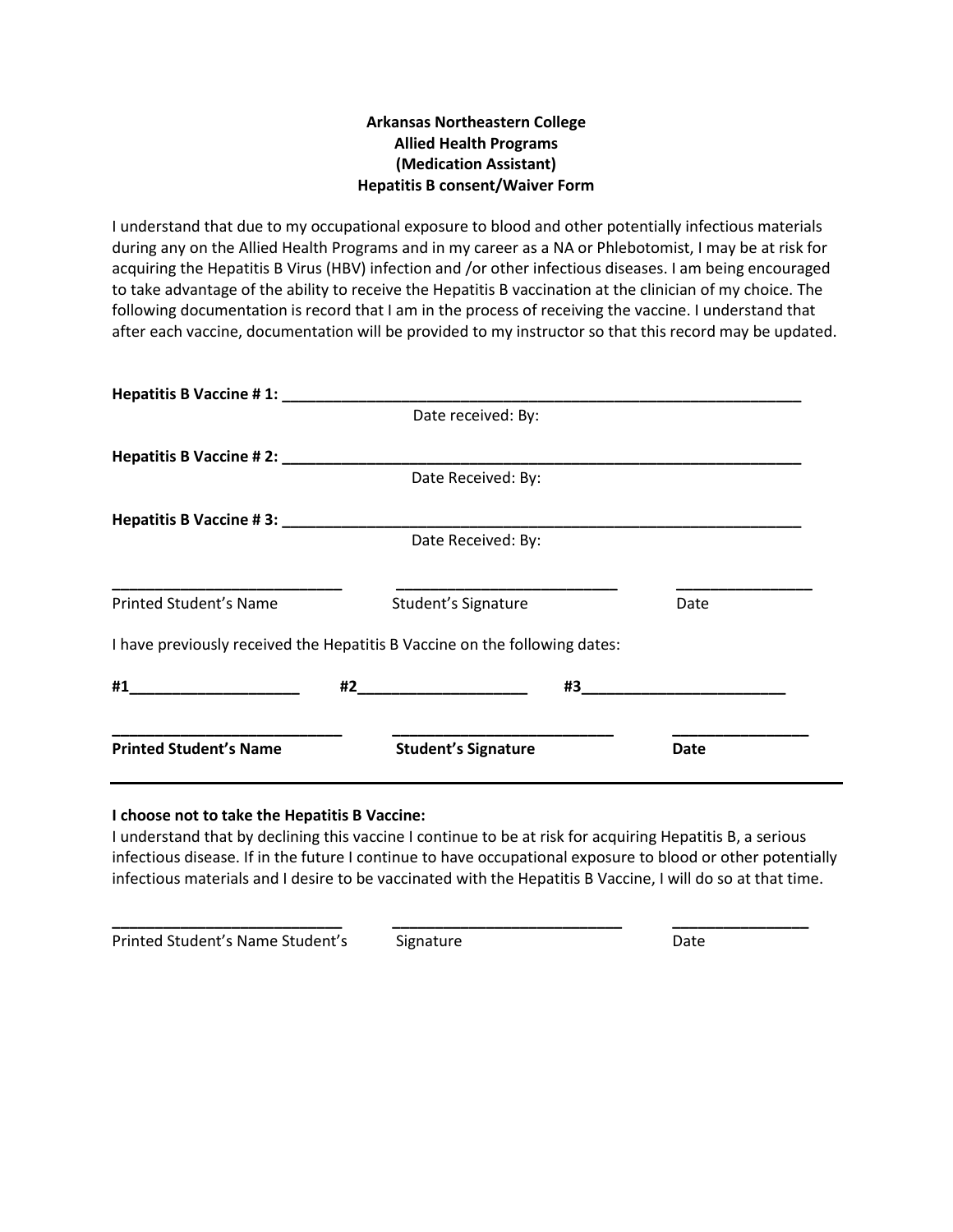**Arkansas Northeastern College**
**Allied Health Programs**
**(Medication Assistant)**
**Hepatitis B consent/Waiver Form**

I understand that due to my occupational exposure to blood and other potentially infectious materials during any on the Allied Health Programs and in my career as a NA or Phlebotomist, I may be at risk for acquiring the Hepatitis B Virus (HBV) infection and /or other infectious diseases. I am being encouraged to take advantage of the ability to receive the Hepatitis B vaccination at the clinician of my choice. The following documentation is record that I am in the process of receiving the vaccine. I understand that after each vaccine, documentation will be provided to my instructor so that this record may be updated.

**Hepatitis B Vaccine # 1:** ______________________________________________

Date received: By:

**Hepatitis B Vaccine # 2:** ______________________________________________

Date Received: By:

**Hepatitis B Vaccine # 3:** ______________________________________________

Date Received: By:

___________________________ ___________________________ ________________

Printed Student's Name Student's Signature Date

I have previously received the Hepatitis B Vaccine on the following dates:

**#1**____________________ **#2**____________________ **#3**________________________

___________________________ ___________________________ ________________

**Printed Student's Name** **Student's Signature** **Date**

---

**I choose not to take the Hepatitis B Vaccine:**
I understand that by declining this vaccine I continue to be at risk for acquiring Hepatitis B, a serious infectious disease. If in the future I continue to have occupational exposure to blood or other potentially infectious materials and I desire to be vaccinated with the Hepatitis B Vaccine, I will do so at that time.

___________________________ ___________________________ ________________

Printed Student's Name Student's Signature Date